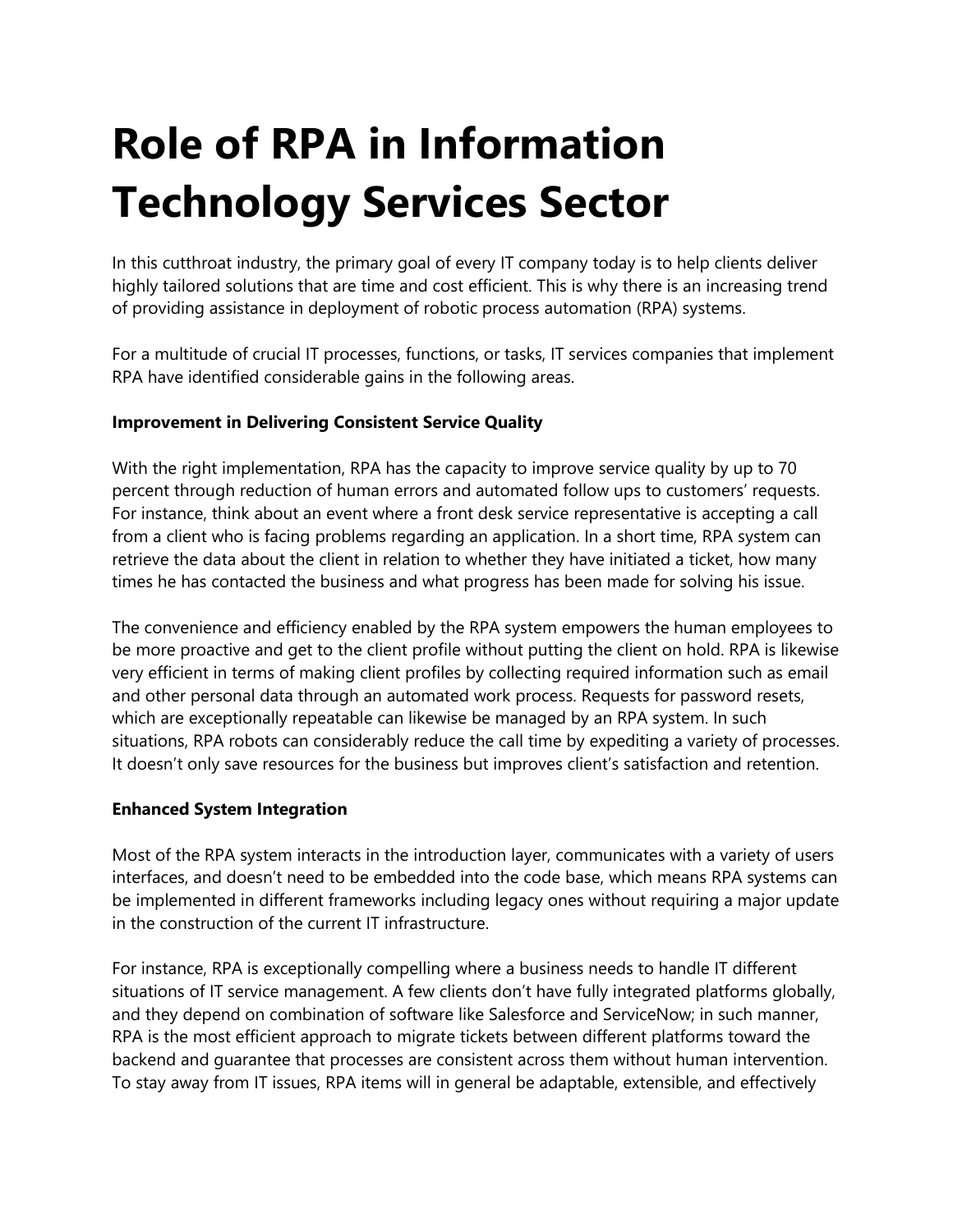# Role of RPA in Information Technology Services Sector

In this cutthroat industry, the primary goal of every IT company today is to help clients deliver highly tailored solutions that are time and cost efficient. This is why there is an increasing trend of providing assistance in deployment of robotic process automation (RPA) systems.

For a multitude of crucial IT processes, functions, or tasks, IT services companies that implement RPA have identified considerable gains in the following areas.

**Improvement in Delivering Consistent Service Quality**

With the right implementation, RPA has the capacity to improve service quality by up to 70 percent through reduction of human errors and automated follow ups to customers' requests. For instance, think about an event where a front desk service representative is accepting a call from a client who is facing problems regarding an application. In a short time, RPA system can retrieve the data about the client in relation to whether they have initiated a ticket, how many times he has contacted the business and what progress has been made for solving his issue.

The convenience and efficiency enabled by the RPA system empowers the human employees to be more proactive and get to the client profile without putting the client on hold. RPA is likewise very efficient in terms of making client profiles by collecting required information such as email and other personal data through an automated work process. Requests for password resets, which are exceptionally repeatable can likewise be managed by an RPA system. In such situations, RPA robots can considerably reduce the call time by expediting a variety of processes. It doesn't only save resources for the business but improves client's satisfaction and retention.

**Enhanced System Integration**

Most of the RPA system interacts in the introduction layer, communicates with a variety of users interfaces, and doesn't need to be embedded into the code base, which means RPA systems can be implemented in different frameworks including legacy ones without requiring a major update in the construction of the current IT infrastructure.

For instance, RPA is exceptionally compelling where a business needs to handle IT different situations of IT service management. A few clients don't have fully integrated platforms globally, and they depend on combination of software like Salesforce and ServiceNow; in such manner, RPA is the most efficient approach to migrate tickets between different platforms toward the backend and guarantee that processes are consistent across them without human intervention. To stay away from IT issues, RPA items will in general be adaptable, extensible, and effectively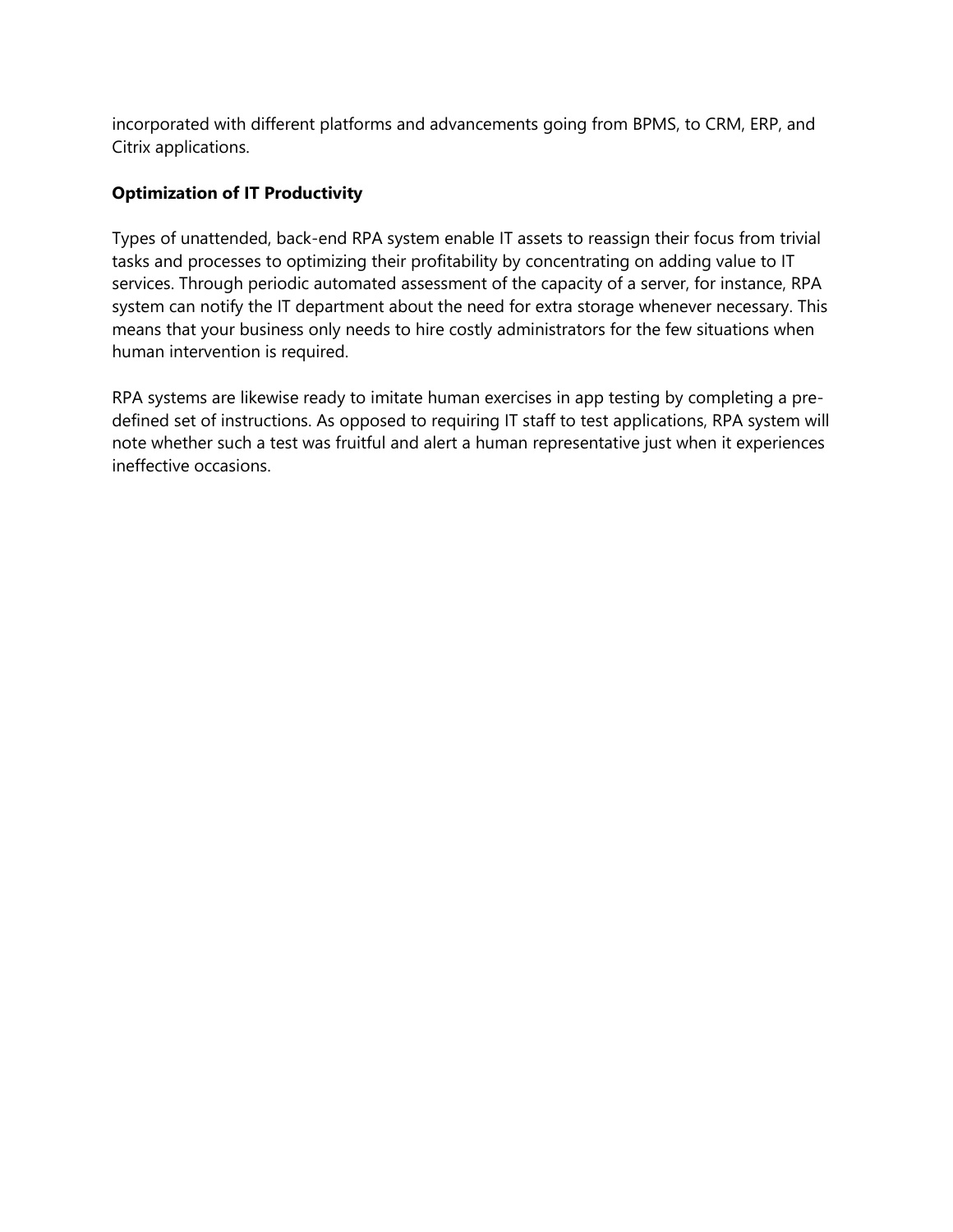incorporated with different platforms and advancements going from BPMS, to CRM, ERP, and Citrix applications.

**Optimization of IT Productivity**

Types of unattended, back-end RPA system enable IT assets to reassign their focus from trivial tasks and processes to optimizing their profitability by concentrating on adding value to IT services. Through periodic automated assessment of the capacity of a server, for instance, RPA system can notify the IT department about the need for extra storage whenever necessary. This means that your business only needs to hire costly administrators for the few situations when human intervention is required.

RPA systems are likewise ready to imitate human exercises in app testing by completing a pre-defined set of instructions. As opposed to requiring IT staff to test applications, RPA system will note whether such a test was fruitful and alert a human representative just when it experiences ineffective occasions.